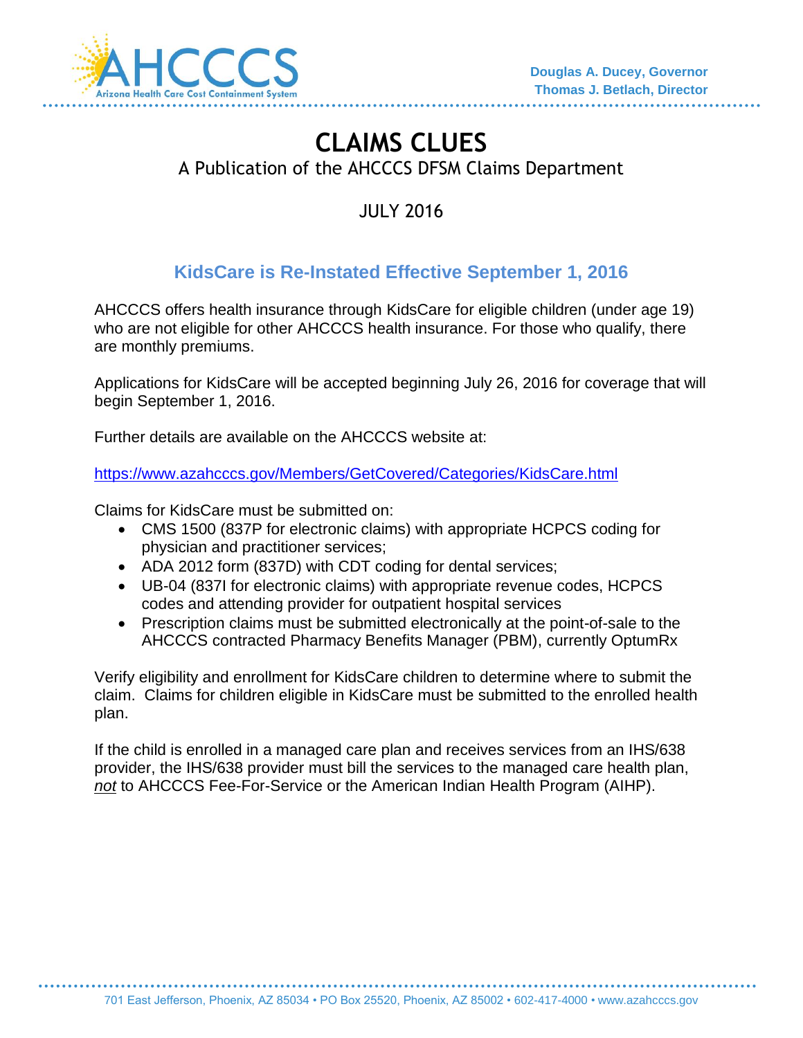Douglas A. Ducey, Governor
Thomas J. Betlach, Director

# CLAIMS CLUES

A Publication of the AHCCCS DFSM Claims Department

JULY 2016

## KidsCare is Re-Instated Effective September 1, 2016

AHCCCS offers health insurance through KidsCare for eligible children (under age 19) who are not eligible for other AHCCCS health insurance. For those who qualify, there are monthly premiums.

Applications for KidsCare will be accepted beginning July 26, 2016 for coverage that will begin September 1, 2016.

Further details are available on the AHCCCS website at:

https://www.azahcccs.gov/Members/GetCovered/Categories/KidsCare.html

Claims for KidsCare must be submitted on:

- CMS 1500 (837P for electronic claims) with appropriate HCPCS coding for physician and practitioner services;
- ADA 2012 form (837D) with CDT coding for dental services;
- UB-04 (837I for electronic claims) with appropriate revenue codes, HCPCS codes and attending provider for outpatient hospital services
- Prescription claims must be submitted electronically at the point-of-sale to the AHCCCS contracted Pharmacy Benefits Manager (PBM), currently OptumRx

Verify eligibility and enrollment for KidsCare children to determine where to submit the claim. Claims for children eligible in KidsCare must be submitted to the enrolled health plan.

If the child is enrolled in a managed care plan and receives services from an IHS/638 provider, the IHS/638 provider must bill the services to the managed care health plan, ***not*** to AHCCCS Fee-For-Service or the American Indian Health Program (AIHP).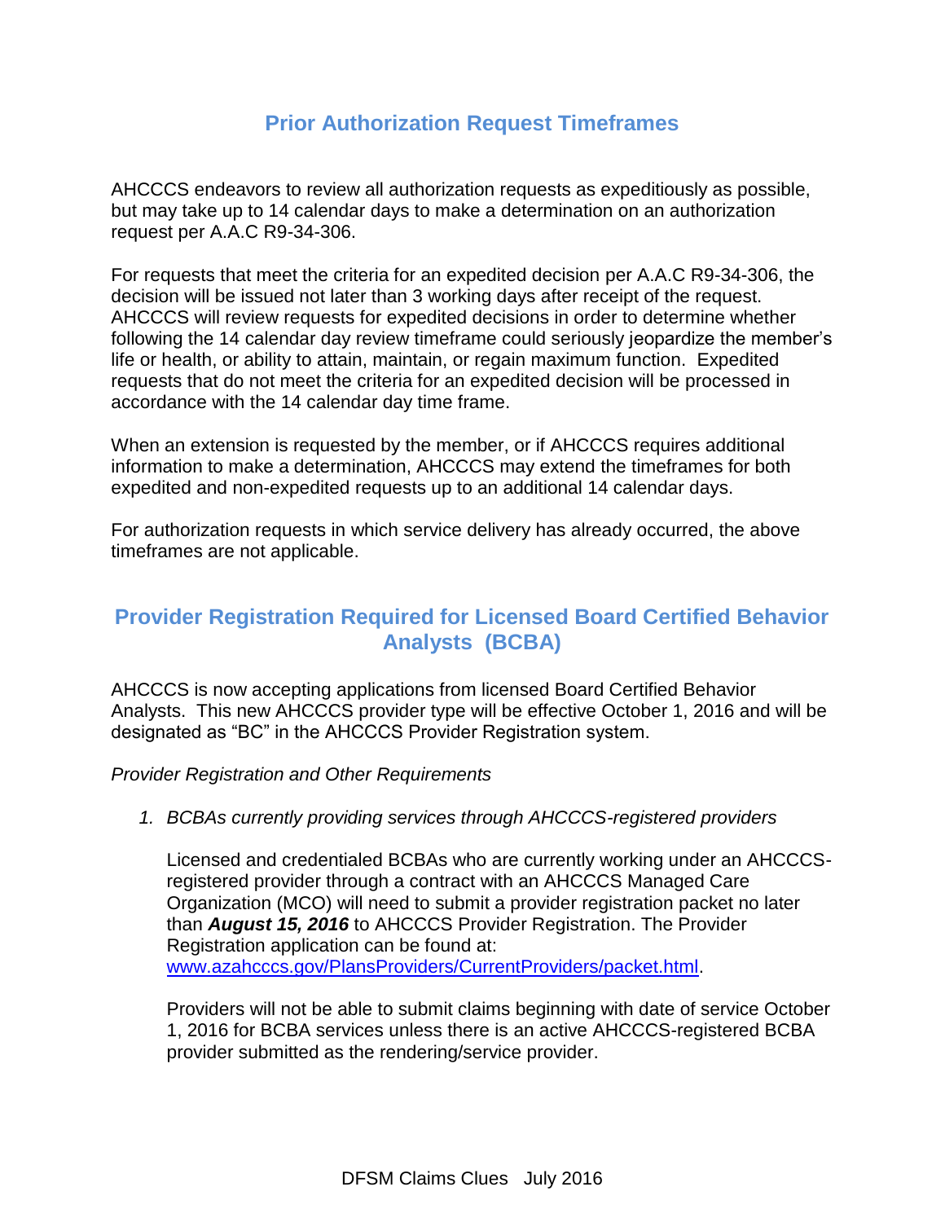## Prior Authorization Request Timeframes

AHCCCS endeavors to review all authorization requests as expeditiously as possible, but may take up to 14 calendar days to make a determination on an authorization request per A.A.C R9-34-306.

For requests that meet the criteria for an expedited decision per A.A.C R9-34-306, the decision will be issued not later than 3 working days after receipt of the request. AHCCCS will review requests for expedited decisions in order to determine whether following the 14 calendar day review timeframe could seriously jeopardize the member's life or health, or ability to attain, maintain, or regain maximum function. Expedited requests that do not meet the criteria for an expedited decision will be processed in accordance with the 14 calendar day time frame.

When an extension is requested by the member, or if AHCCCS requires additional information to make a determination, AHCCCS may extend the timeframes for both expedited and non-expedited requests up to an additional 14 calendar days.

For authorization requests in which service delivery has already occurred, the above timeframes are not applicable.

## Provider Registration Required for Licensed Board Certified Behavior Analysts (BCBA)

AHCCCS is now accepting applications from licensed Board Certified Behavior Analysts. This new AHCCCS provider type will be effective October 1, 2016 and will be designated as "BC" in the AHCCCS Provider Registration system.

*Provider Registration and Other Requirements*

1. *BCBAs currently providing services through AHCCCS-registered providers*

   Licensed and credentialed BCBAs who are currently working under an AHCCCS-registered provider through a contract with an AHCCCS Managed Care Organization (MCO) will need to submit a provider registration packet no later than ***August 15, 2016*** to AHCCCS Provider Registration. The Provider Registration application can be found at: [www.azahcccs.gov/PlansProviders/CurrentProviders/packet.html](www.azahcccs.gov/PlansProviders/CurrentProviders/packet.html).

   Providers will not be able to submit claims beginning with date of service October 1, 2016 for BCBA services unless there is an active AHCCCS-registered BCBA provider submitted as the rendering/service provider.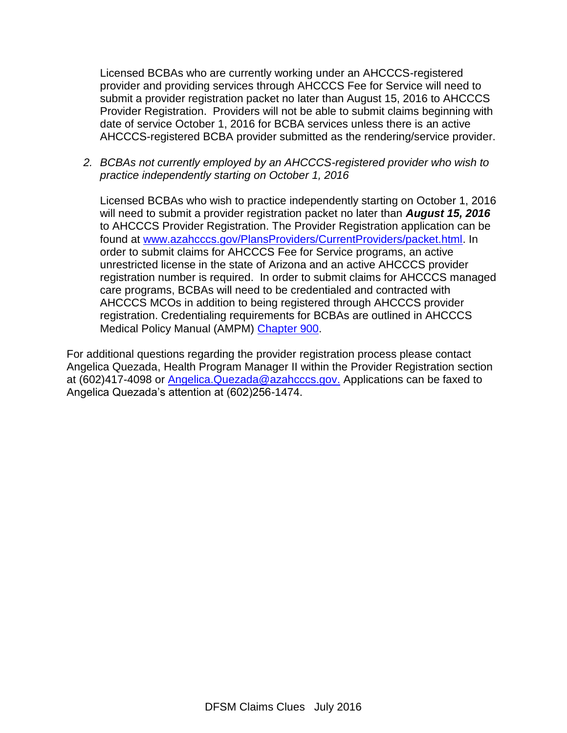Licensed BCBAs who are currently working under an AHCCCS-registered provider and providing services through AHCCCS Fee for Service will need to submit a provider registration packet no later than August 15, 2016 to AHCCCS Provider Registration. Providers will not be able to submit claims beginning with date of service October 1, 2016 for BCBA services unless there is an active AHCCCS-registered BCBA provider submitted as the rendering/service provider.

2. *BCBAs not currently employed by an AHCCCS-registered provider who wish to practice independently starting on October 1, 2016*

   Licensed BCBAs who wish to practice independently starting on October 1, 2016 will need to submit a provider registration packet no later than ***August 15, 2016*** to AHCCCS Provider Registration. The Provider Registration application can be found at [www.azahcccs.gov/PlansProviders/CurrentProviders/packet.html](www.azahcccs.gov/PlansProviders/CurrentProviders/packet.html). In order to submit claims for AHCCCS Fee for Service programs, an active unrestricted license in the state of Arizona and an active AHCCCS provider registration number is required. In order to submit claims for AHCCCS managed care programs, BCBAs will need to be credentialed and contracted with AHCCCS MCOs in addition to being registered through AHCCCS provider registration. Credentialing requirements for BCBAs are outlined in AHCCCS Medical Policy Manual (AMPM) [Chapter 900](Chapter 900).

For additional questions regarding the provider registration process please contact Angelica Quezada, Health Program Manager II within the Provider Registration section at (602)417-4098 or [Angelica.Quezada@azahcccs.gov.](mailto:Angelica.Quezada@azahcccs.gov) Applications can be faxed to Angelica Quezada's attention at (602)256-1474.